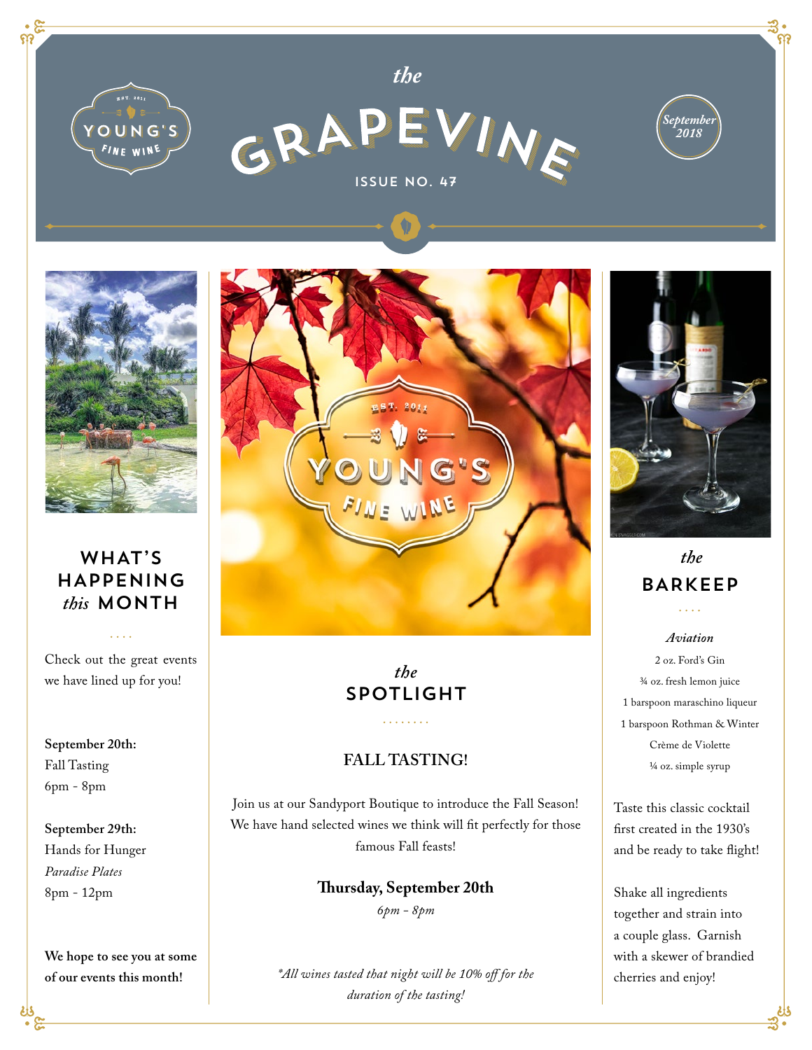# the GRAPEVINE

YOUNG'S FINE WINE — EST. 2011

ISSUE NO. 47

*September 2018*

## WHAT'S HAPPENING *this* MONTH

Check out the great events we have lined up for you!

**September 20th:**
Fall Tasting
6pm - 8pm

**September 29th:**
Hands for Hunger
*Paradise Plates*
8pm - 12pm

**We hope to see you at some of our events this month!**

## *the* SPOTLIGHT

### FALL TASTING!

Join us at our Sandyport Boutique to introduce the Fall Season! We have hand selected wines we think will fit perfectly for those famous Fall feasts!

**Thursday, September 20th**
*6pm - 8pm*

*\*All wines tasted that night will be 10% off for the duration of the tasting!*

## *the* BARKEEP

***Aviation***

2 oz. Ford's Gin
¾ oz. fresh lemon juice
1 barspoon maraschino liqueur
1 barspoon Rothman & Winter Crème de Violette
¼ oz. simple syrup

Taste this classic cocktail first created in the 1930's and be ready to take flight!

Shake all ingredients together and strain into a couple glass. Garnish with a skewer of brandied cherries and enjoy!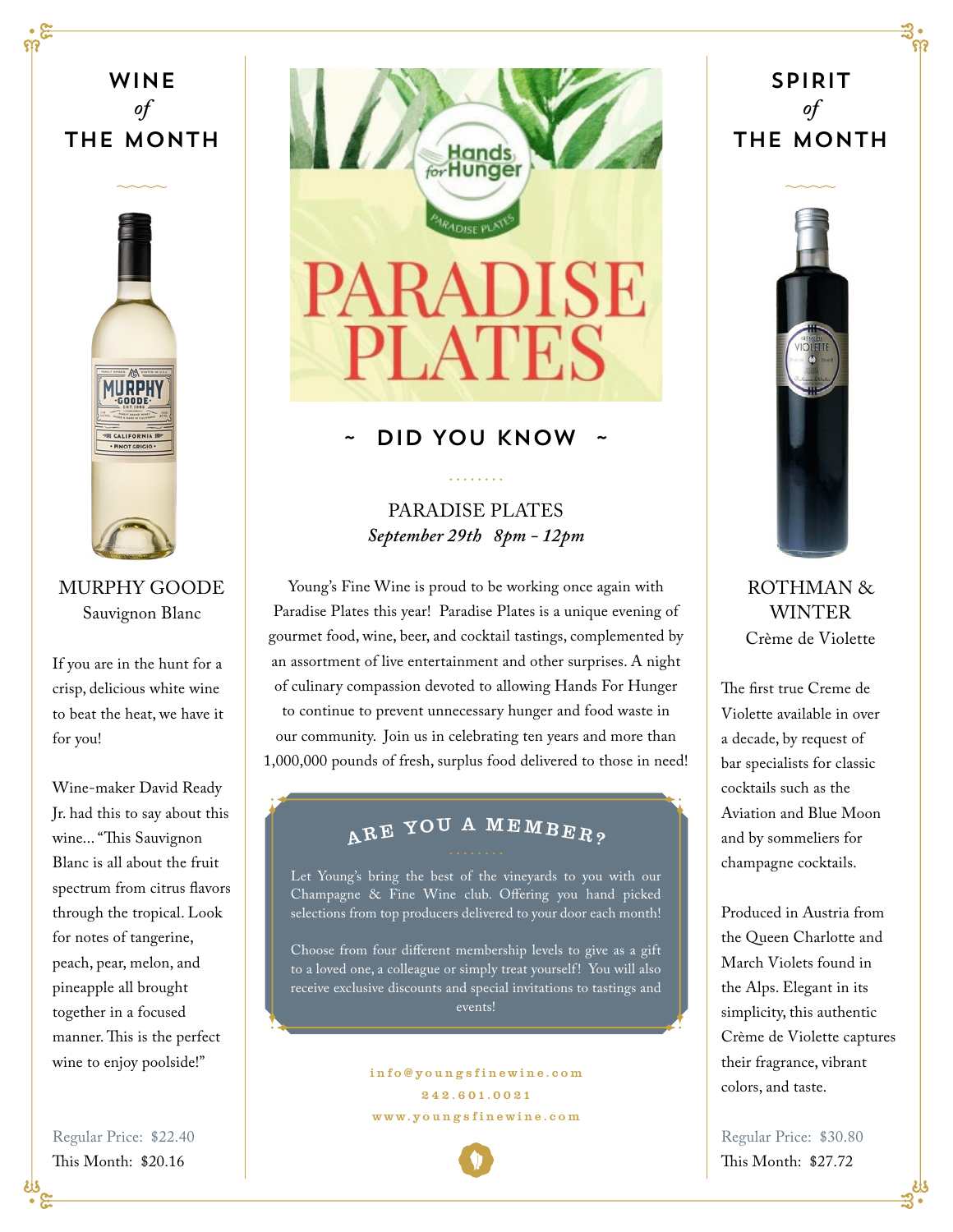# WINE *of* THE MONTH

## MURPHY GOODE
Sauvignon Blanc

If you are in the hunt for a crisp, delicious white wine to beat the heat, we have it for you!

Wine-maker David Ready Jr. had this to say about this wine... "This Sauvignon Blanc is all about the fruit spectrum from citrus flavors through the tropical. Look for notes of tangerine, peach, pear, melon, and pineapple all brought together in a focused manner. This is the perfect wine to enjoy poolside!"

Regular Price: $22.40
This Month: $20.16

# ~ DID YOU KNOW ~

## PARADISE PLATES
*September 29th 8pm - 12pm*

Young's Fine Wine is proud to be working once again with Paradise Plates this year! Paradise Plates is a unique evening of gourmet food, wine, beer, and cocktail tastings, complemented by an assortment of live entertainment and other surprises. A night of culinary compassion devoted to allowing Hands For Hunger to continue to prevent unnecessary hunger and food waste in our community. Join us in celebrating ten years and more than 1,000,000 pounds of fresh, surplus food delivered to those in need!

## ARE YOU A MEMBER?

Let Young's bring the best of the vineyards to you with our Champagne & Fine Wine club. Offering you hand picked selections from top producers delivered to your door each month!

Choose from four different membership levels to give as a gift to a loved one, a colleague or simply treat yourself! You will also receive exclusive discounts and special invitations to tastings and events!

info@youngsfinewine.com
242.601.0021
www.youngsfinewine.com

# SPIRIT *of* THE MONTH

## ROTHMAN & WINTER
Crème de Violette

The first true Creme de Violette available in over a decade, by request of bar specialists for classic cocktails such as the Aviation and Blue Moon and by sommeliers for champagne cocktails.

Produced in Austria from the Queen Charlotte and March Violets found in the Alps. Elegant in its simplicity, this authentic Crème de Violette captures their fragrance, vibrant colors, and taste.

Regular Price: $30.80
This Month: $27.72